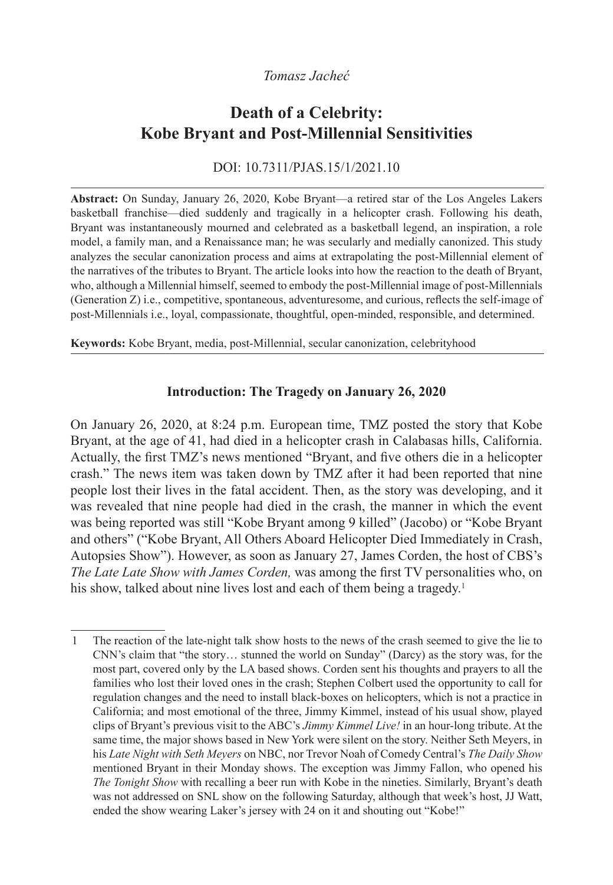*Tomasz Jacheć*

# Death of a Celebrity: Kobe Bryant and Post-Millennial Sensitivities

DOI: 10.7311/PJAS.15/1/2021.10

**Abstract:** On Sunday, January 26, 2020, Kobe Bryant—a retired star of the Los Angeles Lakers basketball franchise—died suddenly and tragically in a helicopter crash. Following his death, Bryant was instantaneously mourned and celebrated as a basketball legend, an inspiration, a role model, a family man, and a Renaissance man; he was secularly and medially canonized. This study analyzes the secular canonization process and aims at extrapolating the post-Millennial element of the narratives of the tributes to Bryant. The article looks into how the reaction to the death of Bryant, who, although a Millennial himself, seemed to embody the post-Millennial image of post-Millennials (Generation Z) i.e., competitive, spontaneous, adventuresome, and curious, reflects the self-image of post-Millennials i.e., loyal, compassionate, thoughtful, open-minded, responsible, and determined.

**Keywords:** Kobe Bryant, media, post-Millennial, secular canonization, celebrityhood

## Introduction: The Tragedy on January 26, 2020

On January 26, 2020, at 8:24 p.m. European time, TMZ posted the story that Kobe Bryant, at the age of 41, had died in a helicopter crash in Calabasas hills, California. Actually, the first TMZ's news mentioned "Bryant, and five others die in a helicopter crash." The news item was taken down by TMZ after it had been reported that nine people lost their lives in the fatal accident. Then, as the story was developing, and it was revealed that nine people had died in the crash, the manner in which the event was being reported was still "Kobe Bryant among 9 killed" (Jacobo) or "Kobe Bryant and others" ("Kobe Bryant, All Others Aboard Helicopter Died Immediately in Crash, Autopsies Show"). However, as soon as January 27, James Corden, the host of CBS's *The Late Late Show with James Corden,* was among the first TV personalities who, on his show, talked about nine lives lost and each of them being a tragedy.[1]

---

1 The reaction of the late-night talk show hosts to the news of the crash seemed to give the lie to CNN's claim that "the story… stunned the world on Sunday" (Darcy) as the story was, for the most part, covered only by the LA based shows. Corden sent his thoughts and prayers to all the families who lost their loved ones in the crash; Stephen Colbert used the opportunity to call for regulation changes and the need to install black-boxes on helicopters, which is not a practice in California; and most emotional of the three, Jimmy Kimmel, instead of his usual show, played clips of Bryant's previous visit to the ABC's *Jimmy Kimmel Live!* in an hour-long tribute. At the same time, the major shows based in New York were silent on the story. Neither Seth Meyers, in his *Late Night with Seth Meyers* on NBC, nor Trevor Noah of Comedy Central's *The Daily Show* mentioned Bryant in their Monday shows. The exception was Jimmy Fallon, who opened his *The Tonight Show* with recalling a beer run with Kobe in the nineties. Similarly, Bryant's death was not addressed on SNL show on the following Saturday, although that week's host, JJ Watt, ended the show wearing Laker's jersey with 24 on it and shouting out "Kobe!"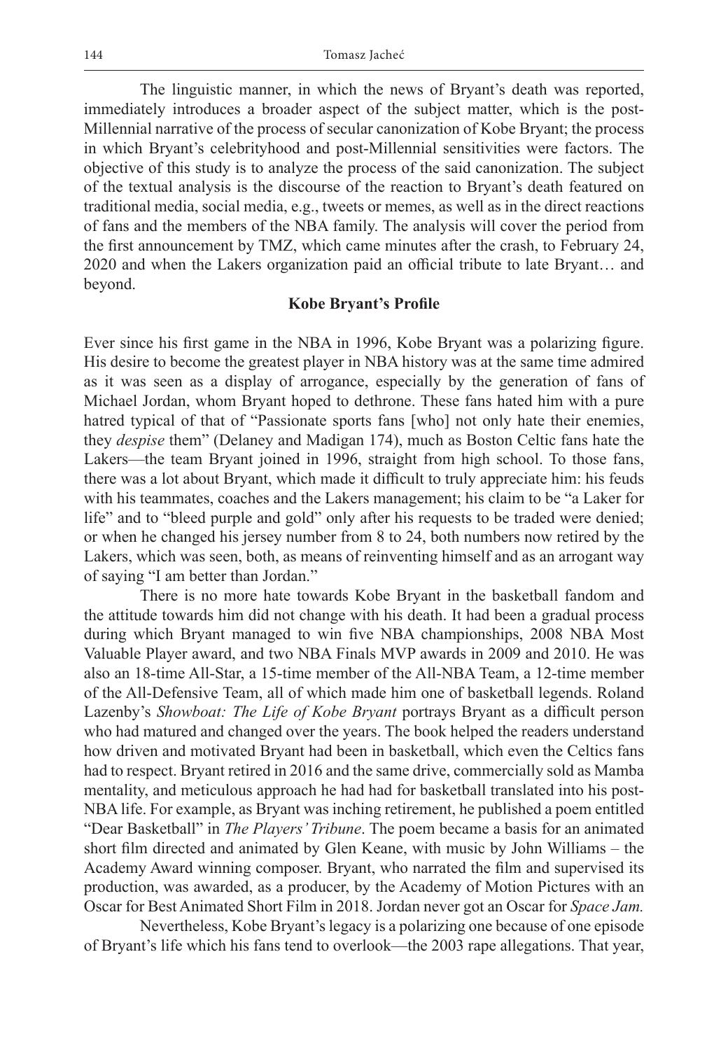The linguistic manner, in which the news of Bryant's death was reported, immediately introduces a broader aspect of the subject matter, which is the post-Millennial narrative of the process of secular canonization of Kobe Bryant; the process in which Bryant's celebrityhood and post-Millennial sensitivities were factors. The objective of this study is to analyze the process of the said canonization. The subject of the textual analysis is the discourse of the reaction to Bryant's death featured on traditional media, social media, e.g., tweets or memes, as well as in the direct reactions of fans and the members of the NBA family. The analysis will cover the period from the first announcement by TMZ, which came minutes after the crash, to February 24, 2020 and when the Lakers organization paid an official tribute to late Bryant… and beyond.

## Kobe Bryant's Profile

Ever since his first game in the NBA in 1996, Kobe Bryant was a polarizing figure. His desire to become the greatest player in NBA history was at the same time admired as it was seen as a display of arrogance, especially by the generation of fans of Michael Jordan, whom Bryant hoped to dethrone. These fans hated him with a pure hatred typical of that of "Passionate sports fans [who] not only hate their enemies, they *despise* them" (Delaney and Madigan 174), much as Boston Celtic fans hate the Lakers—the team Bryant joined in 1996, straight from high school. To those fans, there was a lot about Bryant, which made it difficult to truly appreciate him: his feuds with his teammates, coaches and the Lakers management; his claim to be "a Laker for life" and to "bleed purple and gold" only after his requests to be traded were denied; or when he changed his jersey number from 8 to 24, both numbers now retired by the Lakers, which was seen, both, as means of reinventing himself and as an arrogant way of saying "I am better than Jordan."

There is no more hate towards Kobe Bryant in the basketball fandom and the attitude towards him did not change with his death. It had been a gradual process during which Bryant managed to win five NBA championships, 2008 NBA Most Valuable Player award, and two NBA Finals MVP awards in 2009 and 2010. He was also an 18-time All-Star, a 15-time member of the All-NBA Team, a 12-time member of the All-Defensive Team, all of which made him one of basketball legends. Roland Lazenby's *Showboat: The Life of Kobe Bryant* portrays Bryant as a difficult person who had matured and changed over the years. The book helped the readers understand how driven and motivated Bryant had been in basketball, which even the Celtics fans had to respect. Bryant retired in 2016 and the same drive, commercially sold as Mamba mentality, and meticulous approach he had had for basketball translated into his post-NBA life. For example, as Bryant was inching retirement, he published a poem entitled "Dear Basketball" in *The Players' Tribune*. The poem became a basis for an animated short film directed and animated by Glen Keane, with music by John Williams – the Academy Award winning composer. Bryant, who narrated the film and supervised its production, was awarded, as a producer, by the Academy of Motion Pictures with an Oscar for Best Animated Short Film in 2018. Jordan never got an Oscar for *Space Jam.*

Nevertheless, Kobe Bryant's legacy is a polarizing one because of one episode of Bryant's life which his fans tend to overlook—the 2003 rape allegations. That year,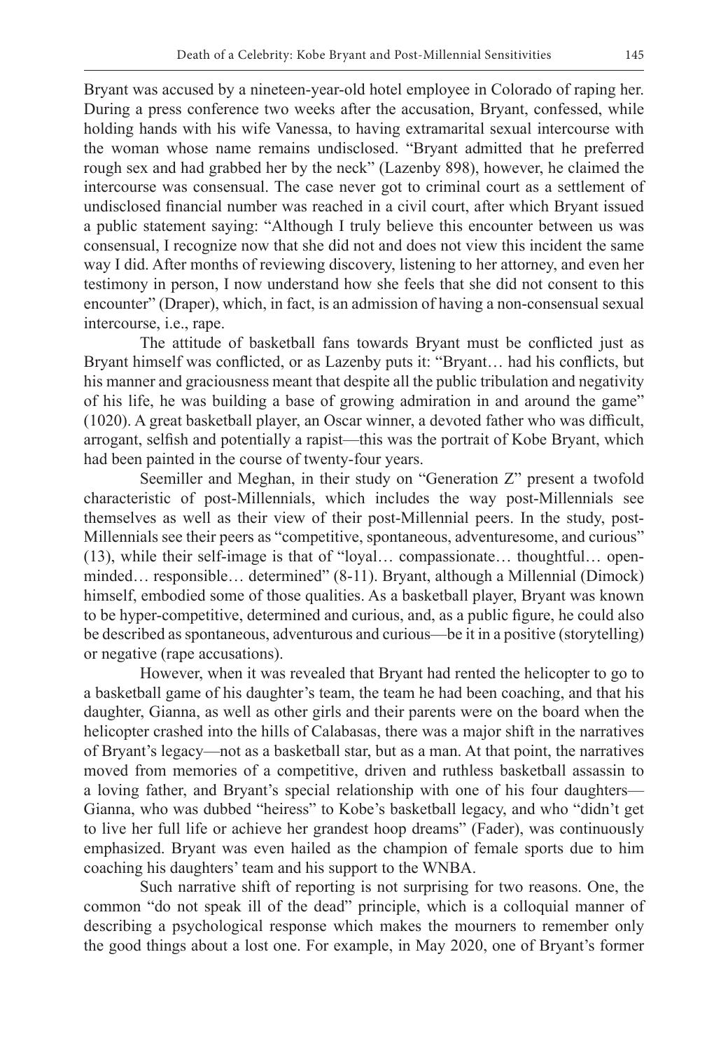Bryant was accused by a nineteen-year-old hotel employee in Colorado of raping her. During a press conference two weeks after the accusation, Bryant, confessed, while holding hands with his wife Vanessa, to having extramarital sexual intercourse with the woman whose name remains undisclosed. "Bryant admitted that he preferred rough sex and had grabbed her by the neck" (Lazenby 898), however, he claimed the intercourse was consensual. The case never got to criminal court as a settlement of undisclosed financial number was reached in a civil court, after which Bryant issued a public statement saying: "Although I truly believe this encounter between us was consensual, I recognize now that she did not and does not view this incident the same way I did. After months of reviewing discovery, listening to her attorney, and even her testimony in person, I now understand how she feels that she did not consent to this encounter" (Draper), which, in fact, is an admission of having a non-consensual sexual intercourse, i.e., rape.

The attitude of basketball fans towards Bryant must be conflicted just as Bryant himself was conflicted, or as Lazenby puts it: "Bryant… had his conflicts, but his manner and graciousness meant that despite all the public tribulation and negativity of his life, he was building a base of growing admiration in and around the game" (1020). A great basketball player, an Oscar winner, a devoted father who was difficult, arrogant, selfish and potentially a rapist—this was the portrait of Kobe Bryant, which had been painted in the course of twenty-four years.

Seemiller and Meghan, in their study on "Generation Z" present a twofold characteristic of post-Millennials, which includes the way post-Millennials see themselves as well as their view of their post-Millennial peers. In the study, post-Millennials see their peers as "competitive, spontaneous, adventuresome, and curious" (13), while their self-image is that of "loyal… compassionate… thoughtful… open-minded… responsible… determined" (8-11). Bryant, although a Millennial (Dimock) himself, embodied some of those qualities. As a basketball player, Bryant was known to be hyper-competitive, determined and curious, and, as a public figure, he could also be described as spontaneous, adventurous and curious—be it in a positive (storytelling) or negative (rape accusations).

However, when it was revealed that Bryant had rented the helicopter to go to a basketball game of his daughter's team, the team he had been coaching, and that his daughter, Gianna, as well as other girls and their parents were on the board when the helicopter crashed into the hills of Calabasas, there was a major shift in the narratives of Bryant's legacy—not as a basketball star, but as a man. At that point, the narratives moved from memories of a competitive, driven and ruthless basketball assassin to a loving father, and Bryant's special relationship with one of his four daughters—Gianna, who was dubbed "heiress" to Kobe's basketball legacy, and who "didn't get to live her full life or achieve her grandest hoop dreams" (Fader), was continuously emphasized. Bryant was even hailed as the champion of female sports due to him coaching his daughters' team and his support to the WNBA.

Such narrative shift of reporting is not surprising for two reasons. One, the common "do not speak ill of the dead" principle, which is a colloquial manner of describing a psychological response which makes the mourners to remember only the good things about a lost one. For example, in May 2020, one of Bryant's former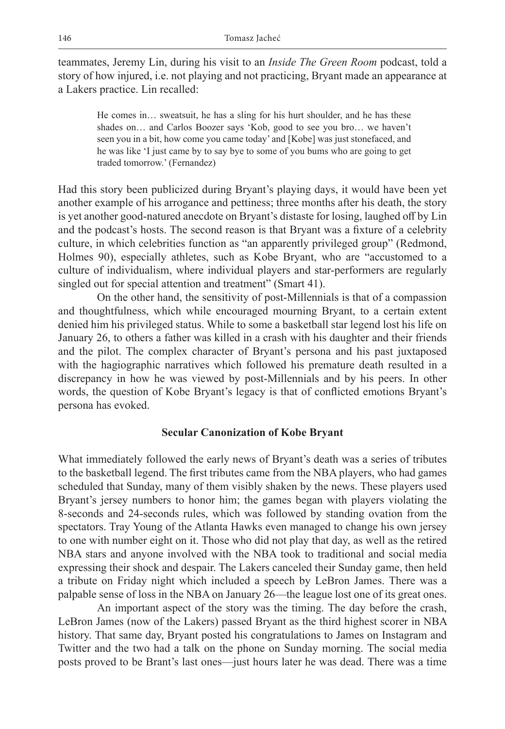teammates, Jeremy Lin, during his visit to an *Inside The Green Room* podcast, told a story of how injured, i.e. not playing and not practicing, Bryant made an appearance at a Lakers practice. Lin recalled:

> He comes in… sweatsuit, he has a sling for his hurt shoulder, and he has these shades on… and Carlos Boozer says 'Kob, good to see you bro… we haven't seen you in a bit, how come you came today' and [Kobe] was just stonefaced, and he was like 'I just came by to say bye to some of you bums who are going to get traded tomorrow.' (Fernandez)

Had this story been publicized during Bryant's playing days, it would have been yet another example of his arrogance and pettiness; three months after his death, the story is yet another good-natured anecdote on Bryant's distaste for losing, laughed off by Lin and the podcast's hosts. The second reason is that Bryant was a fixture of a celebrity culture, in which celebrities function as "an apparently privileged group" (Redmond, Holmes 90), especially athletes, such as Kobe Bryant, who are "accustomed to a culture of individualism, where individual players and star-performers are regularly singled out for special attention and treatment" (Smart 41).

On the other hand, the sensitivity of post-Millennials is that of a compassion and thoughtfulness, which while encouraged mourning Bryant, to a certain extent denied him his privileged status. While to some a basketball star legend lost his life on January 26, to others a father was killed in a crash with his daughter and their friends and the pilot. The complex character of Bryant's persona and his past juxtaposed with the hagiographic narratives which followed his premature death resulted in a discrepancy in how he was viewed by post-Millennials and by his peers. In other words, the question of Kobe Bryant's legacy is that of conflicted emotions Bryant's persona has evoked.

## Secular Canonization of Kobe Bryant

What immediately followed the early news of Bryant's death was a series of tributes to the basketball legend. The first tributes came from the NBA players, who had games scheduled that Sunday, many of them visibly shaken by the news. These players used Bryant's jersey numbers to honor him; the games began with players violating the 8-seconds and 24-seconds rules, which was followed by standing ovation from the spectators. Tray Young of the Atlanta Hawks even managed to change his own jersey to one with number eight on it. Those who did not play that day, as well as the retired NBA stars and anyone involved with the NBA took to traditional and social media expressing their shock and despair. The Lakers canceled their Sunday game, then held a tribute on Friday night which included a speech by LeBron James. There was a palpable sense of loss in the NBA on January 26—the league lost one of its great ones.

An important aspect of the story was the timing. The day before the crash, LeBron James (now of the Lakers) passed Bryant as the third highest scorer in NBA history. That same day, Bryant posted his congratulations to James on Instagram and Twitter and the two had a talk on the phone on Sunday morning. The social media posts proved to be Brant's last ones—just hours later he was dead. There was a time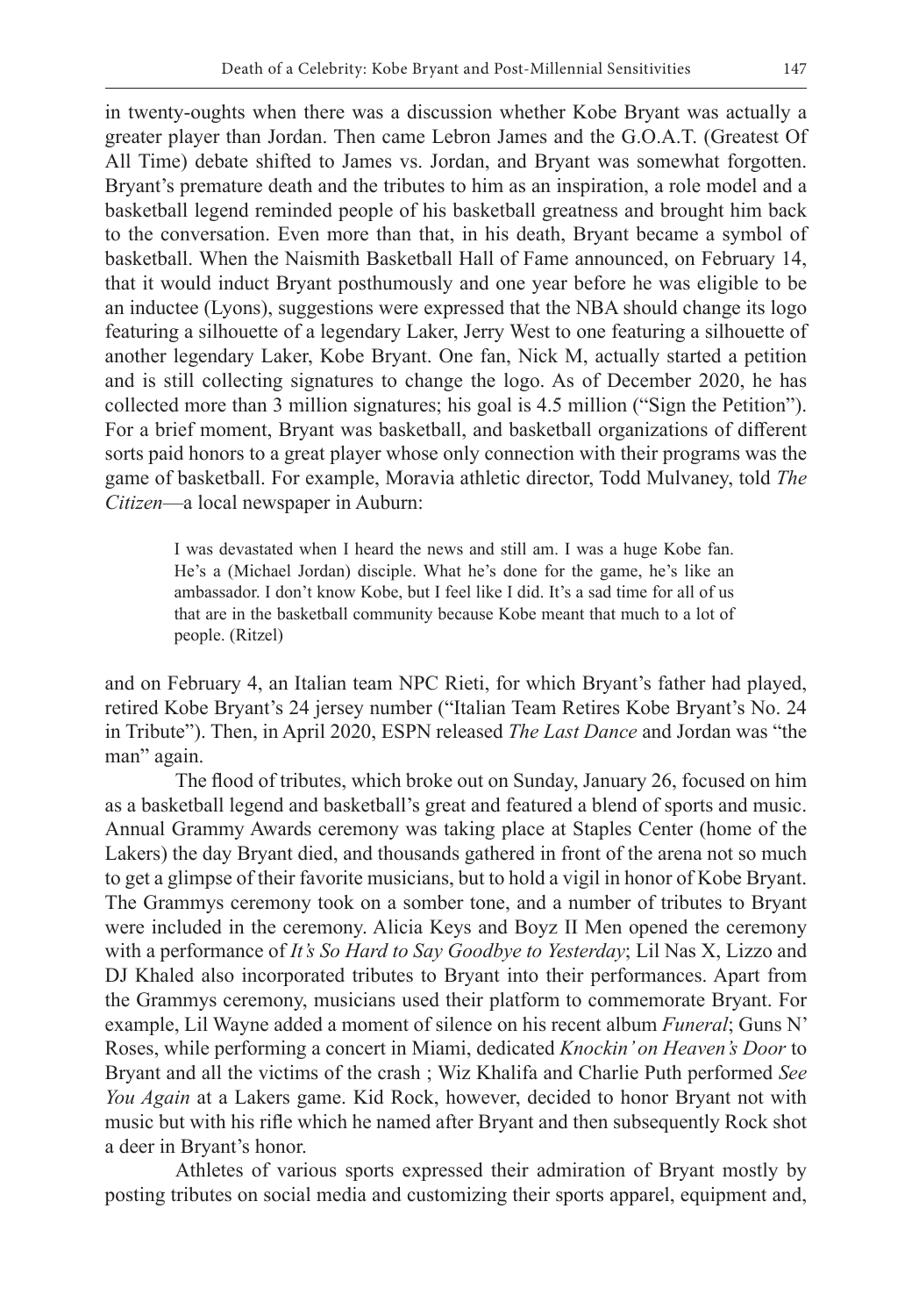in twenty-oughts when there was a discussion whether Kobe Bryant was actually a greater player than Jordan. Then came Lebron James and the G.O.A.T. (Greatest Of All Time) debate shifted to James vs. Jordan, and Bryant was somewhat forgotten. Bryant's premature death and the tributes to him as an inspiration, a role model and a basketball legend reminded people of his basketball greatness and brought him back to the conversation. Even more than that, in his death, Bryant became a symbol of basketball. When the Naismith Basketball Hall of Fame announced, on February 14, that it would induct Bryant posthumously and one year before he was eligible to be an inductee (Lyons), suggestions were expressed that the NBA should change its logo featuring a silhouette of a legendary Laker, Jerry West to one featuring a silhouette of another legendary Laker, Kobe Bryant. One fan, Nick M, actually started a petition and is still collecting signatures to change the logo. As of December 2020, he has collected more than 3 million signatures; his goal is 4.5 million ("Sign the Petition"). For a brief moment, Bryant was basketball, and basketball organizations of different sorts paid honors to a great player whose only connection with their programs was the game of basketball. For example, Moravia athletic director, Todd Mulvaney, told *The Citizen*—a local newspaper in Auburn:

> I was devastated when I heard the news and still am. I was a huge Kobe fan. He's a (Michael Jordan) disciple. What he's done for the game, he's like an ambassador. I don't know Kobe, but I feel like I did. It's a sad time for all of us that are in the basketball community because Kobe meant that much to a lot of people. (Ritzel)

and on February 4, an Italian team NPC Rieti, for which Bryant's father had played, retired Kobe Bryant's 24 jersey number ("Italian Team Retires Kobe Bryant's No. 24 in Tribute"). Then, in April 2020, ESPN released *The Last Dance* and Jordan was "the man" again.

The flood of tributes, which broke out on Sunday, January 26, focused on him as a basketball legend and basketball's great and featured a blend of sports and music. Annual Grammy Awards ceremony was taking place at Staples Center (home of the Lakers) the day Bryant died, and thousands gathered in front of the arena not so much to get a glimpse of their favorite musicians, but to hold a vigil in honor of Kobe Bryant. The Grammys ceremony took on a somber tone, and a number of tributes to Bryant were included in the ceremony. Alicia Keys and Boyz II Men opened the ceremony with a performance of *It's So Hard to Say Goodbye to Yesterday*; Lil Nas X, Lizzo and DJ Khaled also incorporated tributes to Bryant into their performances. Apart from the Grammys ceremony, musicians used their platform to commemorate Bryant. For example, Lil Wayne added a moment of silence on his recent album *Funeral*; Guns N' Roses, while performing a concert in Miami, dedicated *Knockin' on Heaven's Door* to Bryant and all the victims of the crash ; Wiz Khalifa and Charlie Puth performed *See You Again* at a Lakers game. Kid Rock, however, decided to honor Bryant not with music but with his rifle which he named after Bryant and then subsequently Rock shot a deer in Bryant's honor.

Athletes of various sports expressed their admiration of Bryant mostly by posting tributes on social media and customizing their sports apparel, equipment and,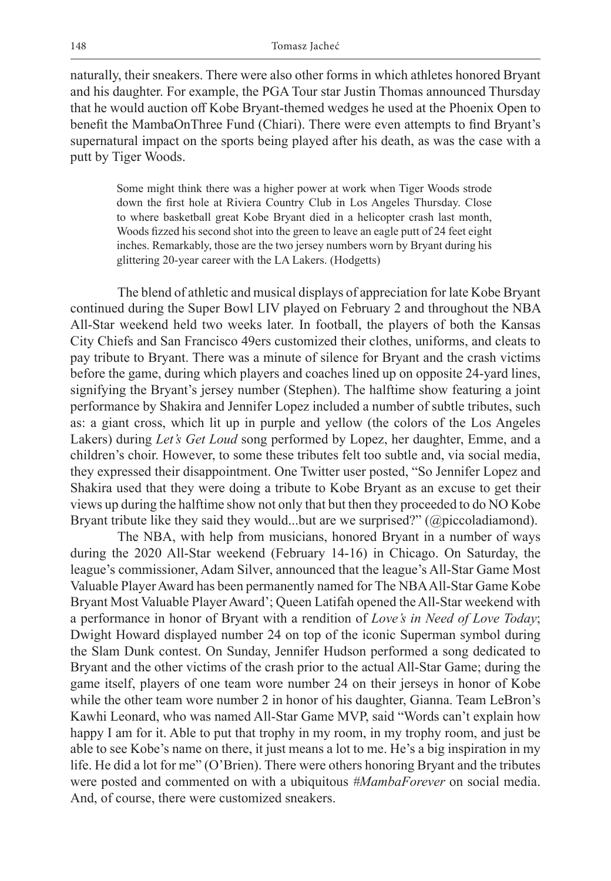naturally, their sneakers. There were also other forms in which athletes honored Bryant and his daughter. For example, the PGA Tour star Justin Thomas announced Thursday that he would auction off Kobe Bryant-themed wedges he used at the Phoenix Open to benefit the MambaOnThree Fund (Chiari). There were even attempts to find Bryant's supernatural impact on the sports being played after his death, as was the case with a putt by Tiger Woods.

> Some might think there was a higher power at work when Tiger Woods strode down the first hole at Riviera Country Club in Los Angeles Thursday. Close to where basketball great Kobe Bryant died in a helicopter crash last month, Woods fizzed his second shot into the green to leave an eagle putt of 24 feet eight inches. Remarkably, those are the two jersey numbers worn by Bryant during his glittering 20-year career with the LA Lakers. (Hodgetts)

The blend of athletic and musical displays of appreciation for late Kobe Bryant continued during the Super Bowl LIV played on February 2 and throughout the NBA All-Star weekend held two weeks later. In football, the players of both the Kansas City Chiefs and San Francisco 49ers customized their clothes, uniforms, and cleats to pay tribute to Bryant. There was a minute of silence for Bryant and the crash victims before the game, during which players and coaches lined up on opposite 24-yard lines, signifying the Bryant's jersey number (Stephen). The halftime show featuring a joint performance by Shakira and Jennifer Lopez included a number of subtle tributes, such as: a giant cross, which lit up in purple and yellow (the colors of the Los Angeles Lakers) during *Let's Get Loud* song performed by Lopez, her daughter, Emme, and a children's choir. However, to some these tributes felt too subtle and, via social media, they expressed their disappointment. One Twitter user posted, "So Jennifer Lopez and Shakira used that they were doing a tribute to Kobe Bryant as an excuse to get their views up during the halftime show not only that but then they proceeded to do NO Kobe Bryant tribute like they said they would...but are we surprised?" (@piccoladiamond).

The NBA, with help from musicians, honored Bryant in a number of ways during the 2020 All-Star weekend (February 14-16) in Chicago. On Saturday, the league's commissioner, Adam Silver, announced that the league's All-Star Game Most Valuable Player Award has been permanently named for The NBA All-Star Game Kobe Bryant Most Valuable Player Award'; Queen Latifah opened the All-Star weekend with a performance in honor of Bryant with a rendition of *Love's in Need of Love Today*; Dwight Howard displayed number 24 on top of the iconic Superman symbol during the Slam Dunk contest. On Sunday, Jennifer Hudson performed a song dedicated to Bryant and the other victims of the crash prior to the actual All-Star Game; during the game itself, players of one team wore number 24 on their jerseys in honor of Kobe while the other team wore number 2 in honor of his daughter, Gianna. Team LeBron's Kawhi Leonard, who was named All-Star Game MVP, said "Words can't explain how happy I am for it. Able to put that trophy in my room, in my trophy room, and just be able to see Kobe's name on there, it just means a lot to me. He's a big inspiration in my life. He did a lot for me" (O'Brien). There were others honoring Bryant and the tributes were posted and commented on with a ubiquitous *#MambaForever* on social media. And, of course, there were customized sneakers.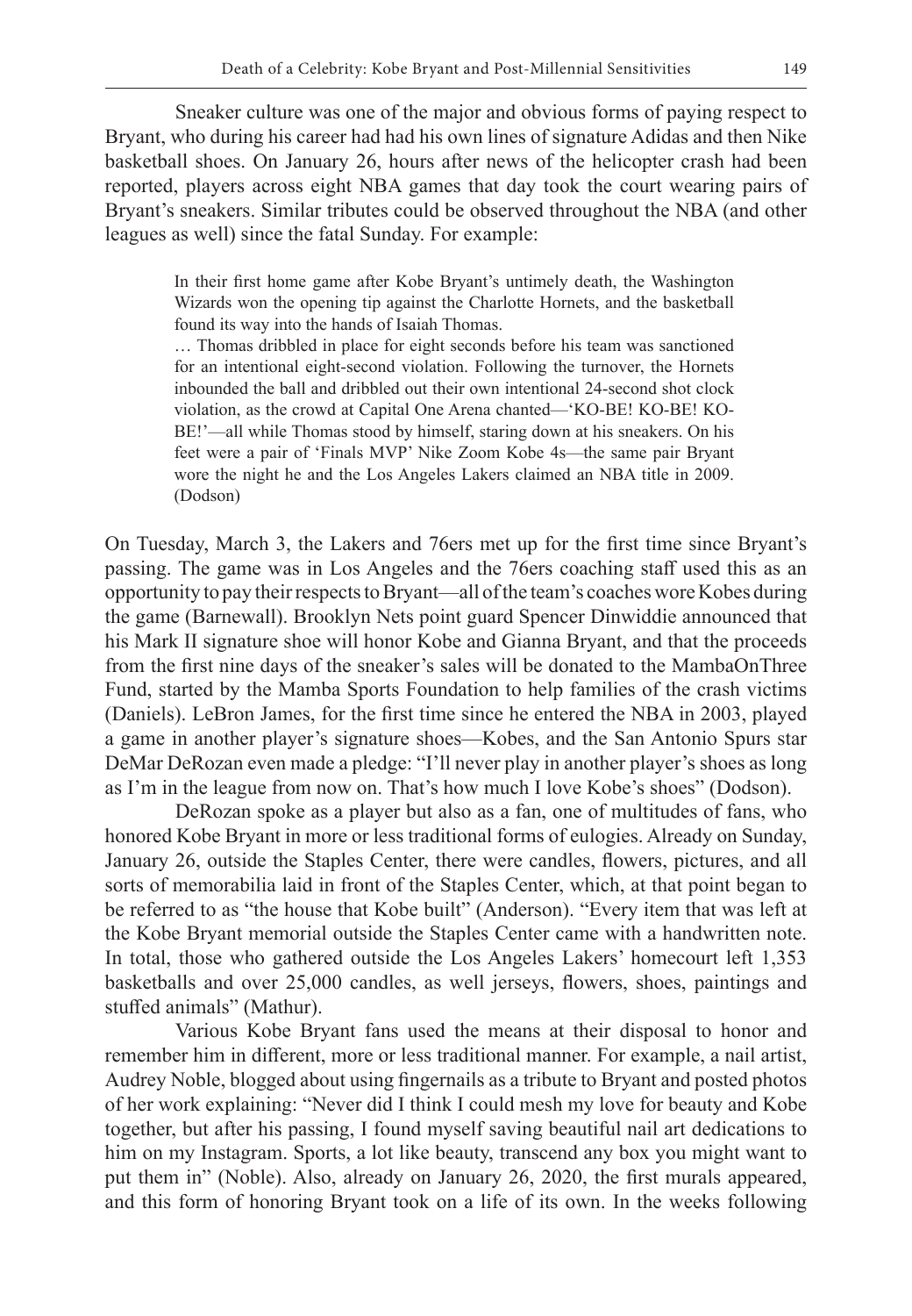Sneaker culture was one of the major and obvious forms of paying respect to Bryant, who during his career had had his own lines of signature Adidas and then Nike basketball shoes. On January 26, hours after news of the helicopter crash had been reported, players across eight NBA games that day took the court wearing pairs of Bryant's sneakers. Similar tributes could be observed throughout the NBA (and other leagues as well) since the fatal Sunday. For example:

> In their first home game after Kobe Bryant's untimely death, the Washington Wizards won the opening tip against the Charlotte Hornets, and the basketball found its way into the hands of Isaiah Thomas.
>
> … Thomas dribbled in place for eight seconds before his team was sanctioned for an intentional eight-second violation. Following the turnover, the Hornets inbounded the ball and dribbled out their own intentional 24-second shot clock violation, as the crowd at Capital One Arena chanted—'KO-BE! KO-BE! KO-BE!'—all while Thomas stood by himself, staring down at his sneakers. On his feet were a pair of 'Finals MVP' Nike Zoom Kobe 4s—the same pair Bryant wore the night he and the Los Angeles Lakers claimed an NBA title in 2009. (Dodson)

On Tuesday, March 3, the Lakers and 76ers met up for the first time since Bryant's passing. The game was in Los Angeles and the 76ers coaching staff used this as an opportunity to pay their respects to Bryant—all of the team's coaches wore Kobes during the game (Barnewall). Brooklyn Nets point guard Spencer Dinwiddie announced that his Mark II signature shoe will honor Kobe and Gianna Bryant, and that the proceeds from the first nine days of the sneaker's sales will be donated to the MambaOnThree Fund, started by the Mamba Sports Foundation to help families of the crash victims (Daniels). LeBron James, for the first time since he entered the NBA in 2003, played a game in another player's signature shoes—Kobes, and the San Antonio Spurs star DeMar DeRozan even made a pledge: "I'll never play in another player's shoes as long as I'm in the league from now on. That's how much I love Kobe's shoes" (Dodson).

DeRozan spoke as a player but also as a fan, one of multitudes of fans, who honored Kobe Bryant in more or less traditional forms of eulogies. Already on Sunday, January 26, outside the Staples Center, there were candles, flowers, pictures, and all sorts of memorabilia laid in front of the Staples Center, which, at that point began to be referred to as "the house that Kobe built" (Anderson). "Every item that was left at the Kobe Bryant memorial outside the Staples Center came with a handwritten note. In total, those who gathered outside the Los Angeles Lakers' homecourt left 1,353 basketballs and over 25,000 candles, as well jerseys, flowers, shoes, paintings and stuffed animals" (Mathur).

Various Kobe Bryant fans used the means at their disposal to honor and remember him in different, more or less traditional manner. For example, a nail artist, Audrey Noble, blogged about using fingernails as a tribute to Bryant and posted photos of her work explaining: "Never did I think I could mesh my love for beauty and Kobe together, but after his passing, I found myself saving beautiful nail art dedications to him on my Instagram. Sports, a lot like beauty, transcend any box you might want to put them in" (Noble). Also, already on January 26, 2020, the first murals appeared, and this form of honoring Bryant took on a life of its own. In the weeks following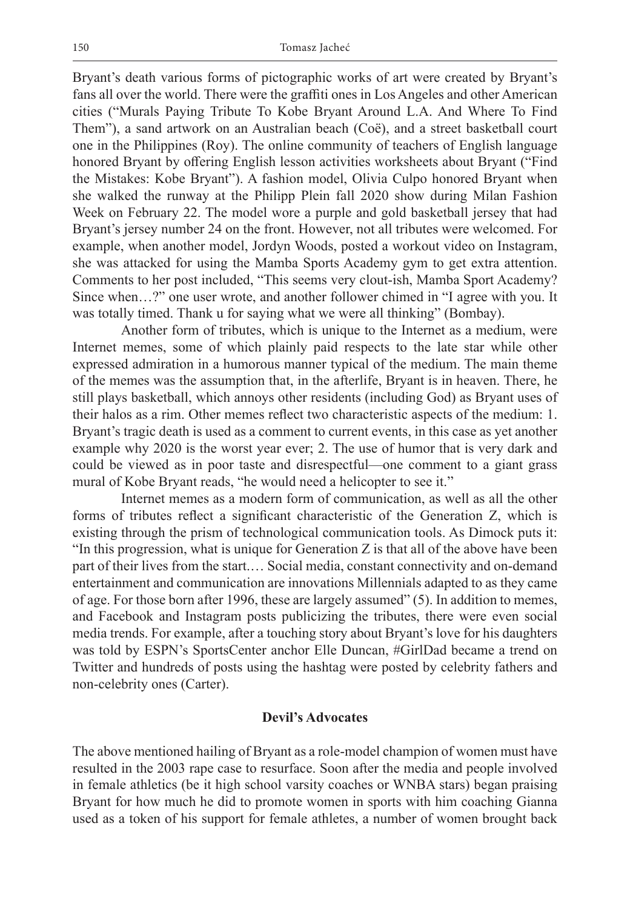Bryant's death various forms of pictographic works of art were created by Bryant's fans all over the world. There were the graffiti ones in Los Angeles and other American cities ("Murals Paying Tribute To Kobe Bryant Around L.A. And Where To Find Them"), a sand artwork on an Australian beach (Coë), and a street basketball court one in the Philippines (Roy). The online community of teachers of English language honored Bryant by offering English lesson activities worksheets about Bryant ("Find the Mistakes: Kobe Bryant"). A fashion model, Olivia Culpo honored Bryant when she walked the runway at the Philipp Plein fall 2020 show during Milan Fashion Week on February 22. The model wore a purple and gold basketball jersey that had Bryant's jersey number 24 on the front. However, not all tributes were welcomed. For example, when another model, Jordyn Woods, posted a workout video on Instagram, she was attacked for using the Mamba Sports Academy gym to get extra attention. Comments to her post included, "This seems very clout-ish, Mamba Sport Academy? Since when…?" one user wrote, and another follower chimed in "I agree with you. It was totally timed. Thank u for saying what we were all thinking" (Bombay).

Another form of tributes, which is unique to the Internet as a medium, were Internet memes, some of which plainly paid respects to the late star while other expressed admiration in a humorous manner typical of the medium. The main theme of the memes was the assumption that, in the afterlife, Bryant is in heaven. There, he still plays basketball, which annoys other residents (including God) as Bryant uses of their halos as a rim. Other memes reflect two characteristic aspects of the medium: 1. Bryant's tragic death is used as a comment to current events, in this case as yet another example why 2020 is the worst year ever; 2. The use of humor that is very dark and could be viewed as in poor taste and disrespectful—one comment to a giant grass mural of Kobe Bryant reads, "he would need a helicopter to see it."

Internet memes as a modern form of communication, as well as all the other forms of tributes reflect a significant characteristic of the Generation Z, which is existing through the prism of technological communication tools. As Dimock puts it: "In this progression, what is unique for Generation Z is that all of the above have been part of their lives from the start.… Social media, constant connectivity and on-demand entertainment and communication are innovations Millennials adapted to as they came of age. For those born after 1996, these are largely assumed" (5). In addition to memes, and Facebook and Instagram posts publicizing the tributes, there were even social media trends. For example, after a touching story about Bryant's love for his daughters was told by ESPN's SportsCenter anchor Elle Duncan, #GirlDad became a trend on Twitter and hundreds of posts using the hashtag were posted by celebrity fathers and non-celebrity ones (Carter).

## Devil's Advocates

The above mentioned hailing of Bryant as a role-model champion of women must have resulted in the 2003 rape case to resurface. Soon after the media and people involved in female athletics (be it high school varsity coaches or WNBA stars) began praising Bryant for how much he did to promote women in sports with him coaching Gianna used as a token of his support for female athletes, a number of women brought back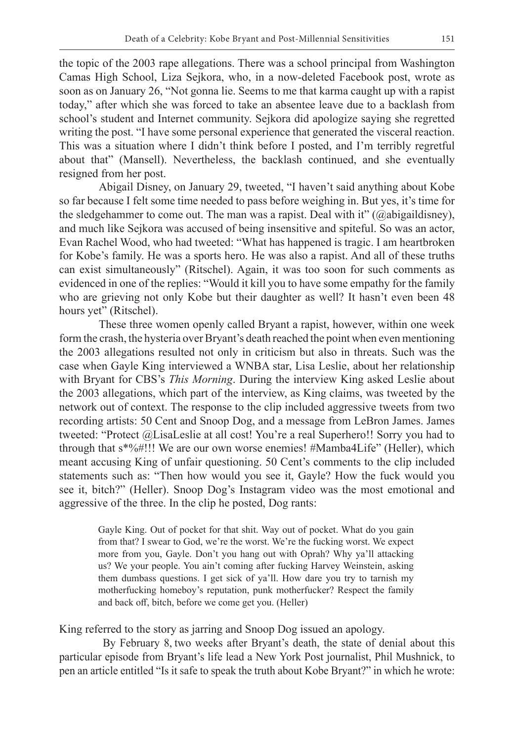the topic of the 2003 rape allegations. There was a school principal from Washington Camas High School, Liza Sejkora, who, in a now-deleted Facebook post, wrote as soon as on January 26, "Not gonna lie. Seems to me that karma caught up with a rapist today," after which she was forced to take an absentee leave due to a backlash from school's student and Internet community. Sejkora did apologize saying she regretted writing the post. "I have some personal experience that generated the visceral reaction. This was a situation where I didn't think before I posted, and I'm terribly regretful about that" (Mansell). Nevertheless, the backlash continued, and she eventually resigned from her post.

Abigail Disney, on January 29, tweeted, "I haven't said anything about Kobe so far because I felt some time needed to pass before weighing in. But yes, it's time for the sledgehammer to come out. The man was a rapist. Deal with it" (@abigaildisney), and much like Sejkora was accused of being insensitive and spiteful. So was an actor, Evan Rachel Wood, who had tweeted: "What has happened is tragic. I am heartbroken for Kobe's family. He was a sports hero. He was also a rapist. And all of these truths can exist simultaneously" (Ritschel). Again, it was too soon for such comments as evidenced in one of the replies: "Would it kill you to have some empathy for the family who are grieving not only Kobe but their daughter as well? It hasn't even been 48 hours yet" (Ritschel).

These three women openly called Bryant a rapist, however, within one week form the crash, the hysteria over Bryant's death reached the point when even mentioning the 2003 allegations resulted not only in criticism but also in threats. Such was the case when Gayle King interviewed a WNBA star, Lisa Leslie, about her relationship with Bryant for CBS's *This Morning*. During the interview King asked Leslie about the 2003 allegations, which part of the interview, as King claims, was tweeted by the network out of context. The response to the clip included aggressive tweets from two recording artists: 50 Cent and Snoop Dog, and a message from LeBron James. James tweeted: "Protect @LisaLeslie at all cost! You're a real Superhero!! Sorry you had to through that s*%#!!! We are our own worse enemies! #Mamba4Life" (Heller), which meant accusing King of unfair questioning. 50 Cent's comments to the clip included statements such as: "Then how would you see it, Gayle? How the fuck would you see it, bitch?" (Heller). Snoop Dog's Instagram video was the most emotional and aggressive of the three. In the clip he posted, Dog rants:

> Gayle King. Out of pocket for that shit. Way out of pocket. What do you gain from that? I swear to God, we're the worst. We're the fucking worst. We expect more from you, Gayle. Don't you hang out with Oprah? Why ya'll attacking us? We your people. You ain't coming after fucking Harvey Weinstein, asking them dumbass questions. I get sick of ya'll. How dare you try to tarnish my motherfucking homeboy's reputation, punk motherfucker? Respect the family and back off, bitch, before we come get you. (Heller)

King referred to the story as jarring and Snoop Dog issued an apology.

By February 8, two weeks after Bryant's death, the state of denial about this particular episode from Bryant's life lead a New York Post journalist, Phil Mushnick, to pen an article entitled "Is it safe to speak the truth about Kobe Bryant?" in which he wrote: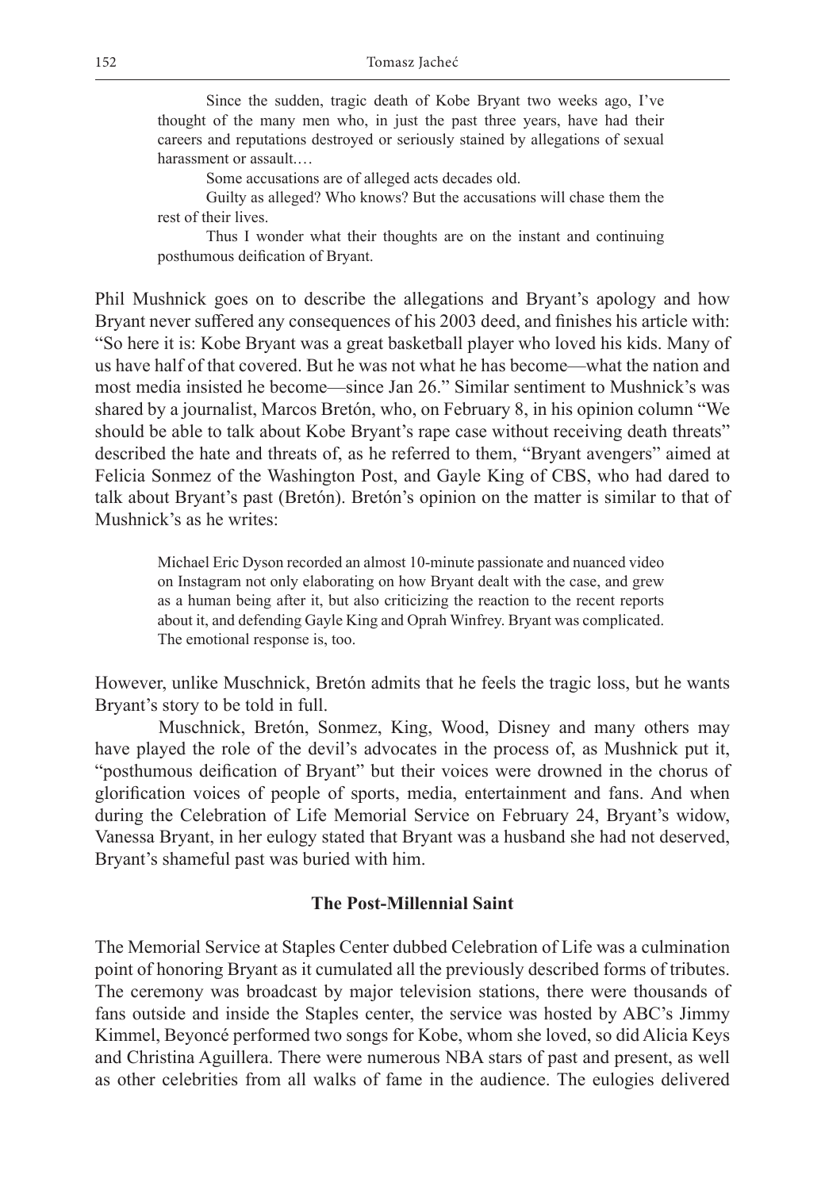> Since the sudden, tragic death of Kobe Bryant two weeks ago, I've thought of the many men who, in just the past three years, have had their careers and reputations destroyed or seriously stained by allegations of sexual harassment or assault.…
>
> Some accusations are of alleged acts decades old.
>
> Guilty as alleged? Who knows? But the accusations will chase them the rest of their lives.
>
> Thus I wonder what their thoughts are on the instant and continuing posthumous deification of Bryant.

Phil Mushnick goes on to describe the allegations and Bryant's apology and how Bryant never suffered any consequences of his 2003 deed, and finishes his article with: "So here it is: Kobe Bryant was a great basketball player who loved his kids. Many of us have half of that covered. But he was not what he has become—what the nation and most media insisted he become—since Jan 26." Similar sentiment to Mushnick's was shared by a journalist, Marcos Bretón, who, on February 8, in his opinion column "We should be able to talk about Kobe Bryant's rape case without receiving death threats" described the hate and threats of, as he referred to them, "Bryant avengers" aimed at Felicia Sonmez of the Washington Post, and Gayle King of CBS, who had dared to talk about Bryant's past (Bretón). Bretón's opinion on the matter is similar to that of Mushnick's as he writes:

> Michael Eric Dyson recorded an almost 10-minute passionate and nuanced video on Instagram not only elaborating on how Bryant dealt with the case, and grew as a human being after it, but also criticizing the reaction to the recent reports about it, and defending Gayle King and Oprah Winfrey. Bryant was complicated. The emotional response is, too.

However, unlike Muschnick, Bretón admits that he feels the tragic loss, but he wants Bryant's story to be told in full.

Muschnick, Bretón, Sonmez, King, Wood, Disney and many others may have played the role of the devil's advocates in the process of, as Mushnick put it, "posthumous deification of Bryant" but their voices were drowned in the chorus of glorification voices of people of sports, media, entertainment and fans. And when during the Celebration of Life Memorial Service on February 24, Bryant's widow, Vanessa Bryant, in her eulogy stated that Bryant was a husband she had not deserved, Bryant's shameful past was buried with him.

## The Post-Millennial Saint

The Memorial Service at Staples Center dubbed Celebration of Life was a culmination point of honoring Bryant as it cumulated all the previously described forms of tributes. The ceremony was broadcast by major television stations, there were thousands of fans outside and inside the Staples center, the service was hosted by ABC's Jimmy Kimmel, Beyoncé performed two songs for Kobe, whom she loved, so did Alicia Keys and Christina Aguillera. There were numerous NBA stars of past and present, as well as other celebrities from all walks of fame in the audience. The eulogies delivered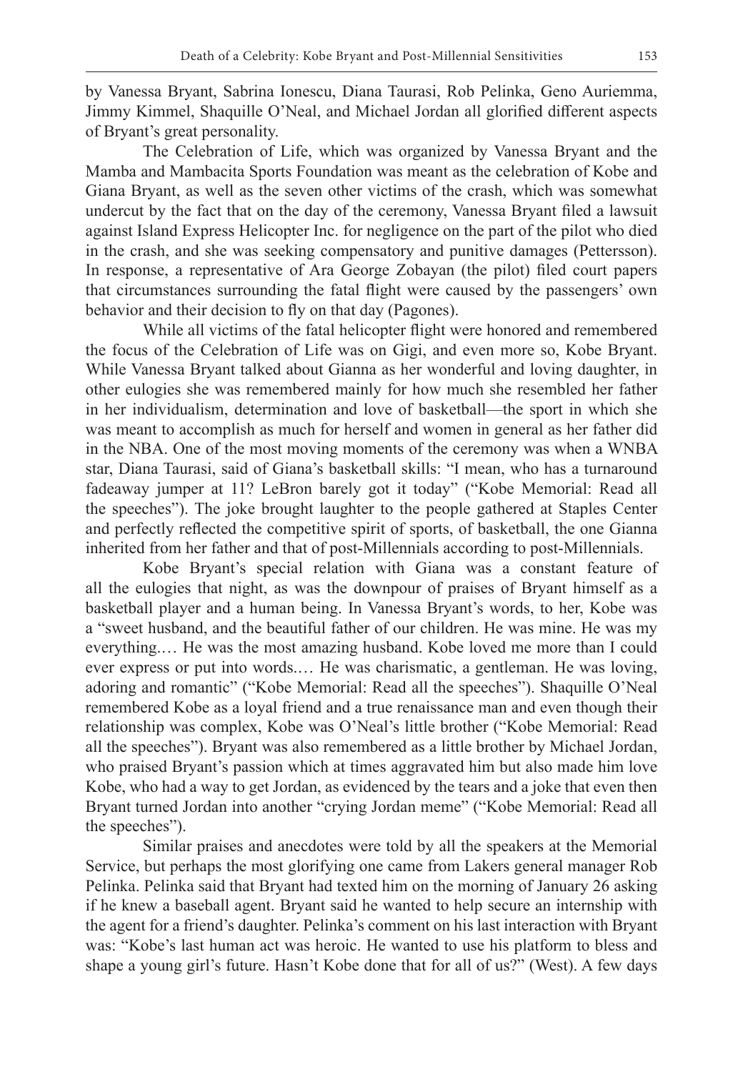by Vanessa Bryant, Sabrina Ionescu, Diana Taurasi, Rob Pelinka, Geno Auriemma, Jimmy Kimmel, Shaquille O'Neal, and Michael Jordan all glorified different aspects of Bryant's great personality.

The Celebration of Life, which was organized by Vanessa Bryant and the Mamba and Mambacita Sports Foundation was meant as the celebration of Kobe and Giana Bryant, as well as the seven other victims of the crash, which was somewhat undercut by the fact that on the day of the ceremony, Vanessa Bryant filed a lawsuit against Island Express Helicopter Inc. for negligence on the part of the pilot who died in the crash, and she was seeking compensatory and punitive damages (Pettersson). In response, a representative of Ara George Zobayan (the pilot) filed court papers that circumstances surrounding the fatal flight were caused by the passengers' own behavior and their decision to fly on that day (Pagones).

While all victims of the fatal helicopter flight were honored and remembered the focus of the Celebration of Life was on Gigi, and even more so, Kobe Bryant. While Vanessa Bryant talked about Gianna as her wonderful and loving daughter, in other eulogies she was remembered mainly for how much she resembled her father in her individualism, determination and love of basketball—the sport in which she was meant to accomplish as much for herself and women in general as her father did in the NBA. One of the most moving moments of the ceremony was when a WNBA star, Diana Taurasi, said of Giana's basketball skills: "I mean, who has a turnaround fadeaway jumper at 11? LeBron barely got it today" ("Kobe Memorial: Read all the speeches"). The joke brought laughter to the people gathered at Staples Center and perfectly reflected the competitive spirit of sports, of basketball, the one Gianna inherited from her father and that of post-Millennials according to post-Millennials.

Kobe Bryant's special relation with Giana was a constant feature of all the eulogies that night, as was the downpour of praises of Bryant himself as a basketball player and a human being. In Vanessa Bryant's words, to her, Kobe was a "sweet husband, and the beautiful father of our children. He was mine. He was my everything.… He was the most amazing husband. Kobe loved me more than I could ever express or put into words.… He was charismatic, a gentleman. He was loving, adoring and romantic" ("Kobe Memorial: Read all the speeches"). Shaquille O'Neal remembered Kobe as a loyal friend and a true renaissance man and even though their relationship was complex, Kobe was O'Neal's little brother ("Kobe Memorial: Read all the speeches"). Bryant was also remembered as a little brother by Michael Jordan, who praised Bryant's passion which at times aggravated him but also made him love Kobe, who had a way to get Jordan, as evidenced by the tears and a joke that even then Bryant turned Jordan into another "crying Jordan meme" ("Kobe Memorial: Read all the speeches").

Similar praises and anecdotes were told by all the speakers at the Memorial Service, but perhaps the most glorifying one came from Lakers general manager Rob Pelinka. Pelinka said that Bryant had texted him on the morning of January 26 asking if he knew a baseball agent. Bryant said he wanted to help secure an internship with the agent for a friend's daughter. Pelinka's comment on his last interaction with Bryant was: "Kobe's last human act was heroic. He wanted to use his platform to bless and shape a young girl's future. Hasn't Kobe done that for all of us?" (West). A few days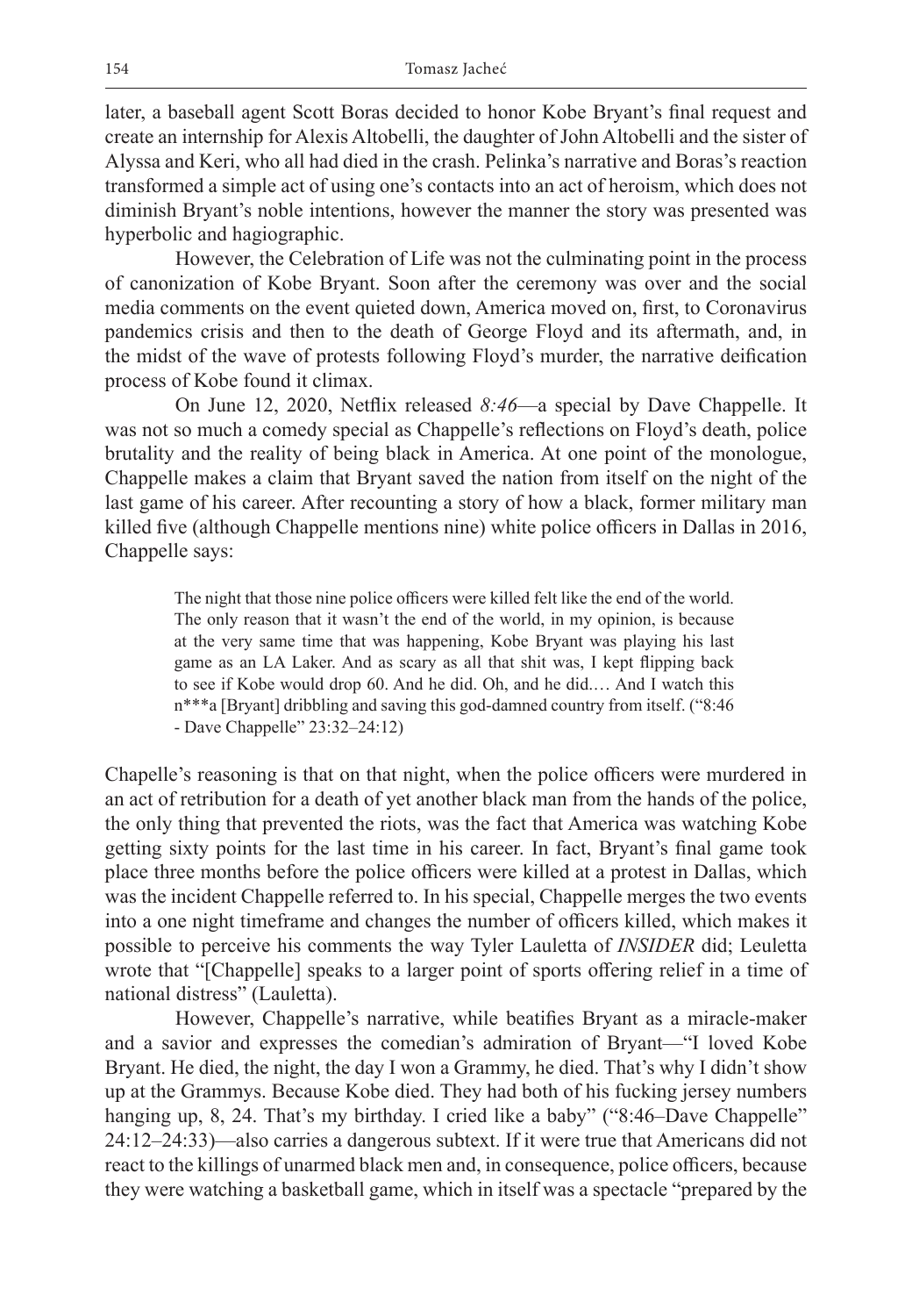later, a baseball agent Scott Boras decided to honor Kobe Bryant's final request and create an internship for Alexis Altobelli, the daughter of John Altobelli and the sister of Alyssa and Keri, who all had died in the crash. Pelinka's narrative and Boras's reaction transformed a simple act of using one's contacts into an act of heroism, which does not diminish Bryant's noble intentions, however the manner the story was presented was hyperbolic and hagiographic.

However, the Celebration of Life was not the culminating point in the process of canonization of Kobe Bryant. Soon after the ceremony was over and the social media comments on the event quieted down, America moved on, first, to Coronavirus pandemics crisis and then to the death of George Floyd and its aftermath, and, in the midst of the wave of protests following Floyd's murder, the narrative deification process of Kobe found it climax.

On June 12, 2020, Netflix released *8:46*—a special by Dave Chappelle. It was not so much a comedy special as Chappelle's reflections on Floyd's death, police brutality and the reality of being black in America. At one point of the monologue, Chappelle makes a claim that Bryant saved the nation from itself on the night of the last game of his career. After recounting a story of how a black, former military man killed five (although Chappelle mentions nine) white police officers in Dallas in 2016, Chappelle says:

> The night that those nine police officers were killed felt like the end of the world. The only reason that it wasn't the end of the world, in my opinion, is because at the very same time that was happening, Kobe Bryant was playing his last game as an LA Laker. And as scary as all that shit was, I kept flipping back to see if Kobe would drop 60. And he did. Oh, and he did.… And I watch this n***a [Bryant] dribbling and saving this god-damned country from itself. ("8:46 - Dave Chappelle" 23:32–24:12)

Chapelle's reasoning is that on that night, when the police officers were murdered in an act of retribution for a death of yet another black man from the hands of the police, the only thing that prevented the riots, was the fact that America was watching Kobe getting sixty points for the last time in his career. In fact, Bryant's final game took place three months before the police officers were killed at a protest in Dallas, which was the incident Chappelle referred to. In his special, Chappelle merges the two events into a one night timeframe and changes the number of officers killed, which makes it possible to perceive his comments the way Tyler Lauletta of *INSIDER* did; Leuletta wrote that "[Chappelle] speaks to a larger point of sports offering relief in a time of national distress" (Lauletta).

However, Chappelle's narrative, while beatifies Bryant as a miracle-maker and a savior and expresses the comedian's admiration of Bryant—"I loved Kobe Bryant. He died, the night, the day I won a Grammy, he died. That's why I didn't show up at the Grammys. Because Kobe died. They had both of his fucking jersey numbers hanging up, 8, 24. That's my birthday. I cried like a baby" ("8:46–Dave Chappelle" 24:12–24:33)—also carries a dangerous subtext. If it were true that Americans did not react to the killings of unarmed black men and, in consequence, police officers, because they were watching a basketball game, which in itself was a spectacle "prepared by the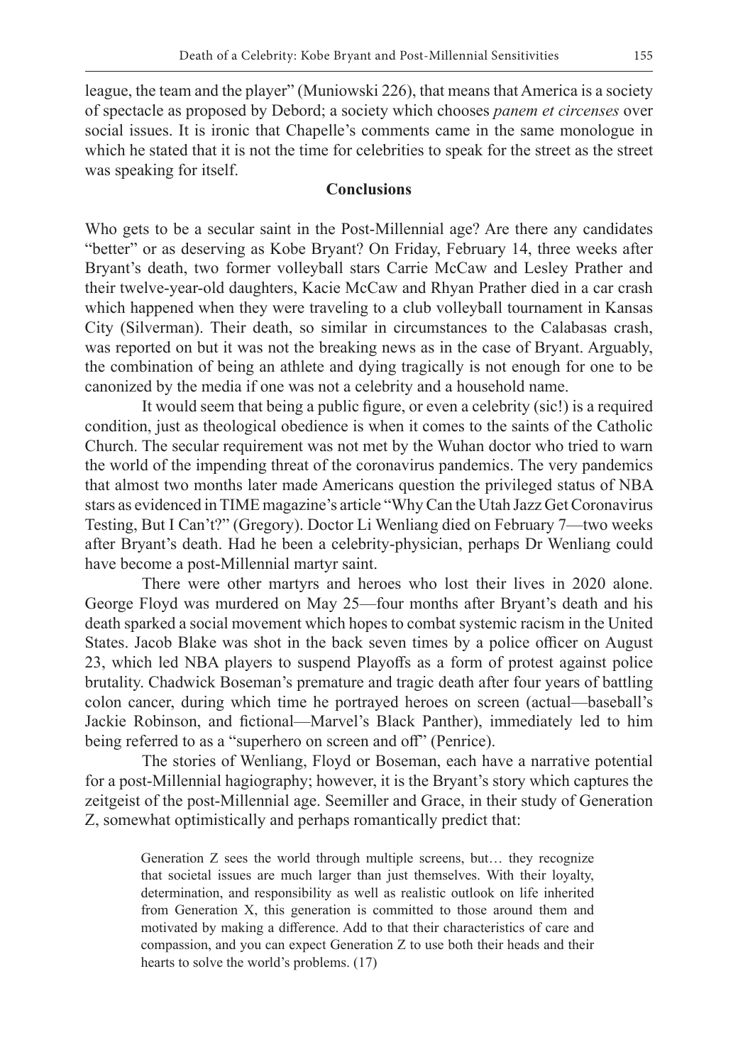league, the team and the player" (Muniowski 226), that means that America is a society of spectacle as proposed by Debord; a society which chooses *panem et circenses* over social issues. It is ironic that Chapelle's comments came in the same monologue in which he stated that it is not the time for celebrities to speak for the street as the street was speaking for itself.

## Conclusions

Who gets to be a secular saint in the Post-Millennial age? Are there any candidates "better" or as deserving as Kobe Bryant? On Friday, February 14, three weeks after Bryant's death, two former volleyball stars Carrie McCaw and Lesley Prather and their twelve-year-old daughters, Kacie McCaw and Rhyan Prather died in a car crash which happened when they were traveling to a club volleyball tournament in Kansas City (Silverman). Their death, so similar in circumstances to the Calabasas crash, was reported on but it was not the breaking news as in the case of Bryant. Arguably, the combination of being an athlete and dying tragically is not enough for one to be canonized by the media if one was not a celebrity and a household name.

It would seem that being a public figure, or even a celebrity (sic!) is a required condition, just as theological obedience is when it comes to the saints of the Catholic Church. The secular requirement was not met by the Wuhan doctor who tried to warn the world of the impending threat of the coronavirus pandemics. The very pandemics that almost two months later made Americans question the privileged status of NBA stars as evidenced in TIME magazine's article "Why Can the Utah Jazz Get Coronavirus Testing, But I Can't?" (Gregory). Doctor Li Wenliang died on February 7—two weeks after Bryant's death. Had he been a celebrity-physician, perhaps Dr Wenliang could have become a post-Millennial martyr saint.

There were other martyrs and heroes who lost their lives in 2020 alone. George Floyd was murdered on May 25—four months after Bryant's death and his death sparked a social movement which hopes to combat systemic racism in the United States. Jacob Blake was shot in the back seven times by a police officer on August 23, which led NBA players to suspend Playoffs as a form of protest against police brutality. Chadwick Boseman's premature and tragic death after four years of battling colon cancer, during which time he portrayed heroes on screen (actual—baseball's Jackie Robinson, and fictional—Marvel's Black Panther), immediately led to him being referred to as a "superhero on screen and off" (Penrice).

The stories of Wenliang, Floyd or Boseman, each have a narrative potential for a post-Millennial hagiography; however, it is the Bryant's story which captures the zeitgeist of the post-Millennial age. Seemiller and Grace, in their study of Generation Z, somewhat optimistically and perhaps romantically predict that:

> Generation Z sees the world through multiple screens, but… they recognize that societal issues are much larger than just themselves. With their loyalty, determination, and responsibility as well as realistic outlook on life inherited from Generation X, this generation is committed to those around them and motivated by making a difference. Add to that their characteristics of care and compassion, and you can expect Generation Z to use both their heads and their hearts to solve the world's problems. (17)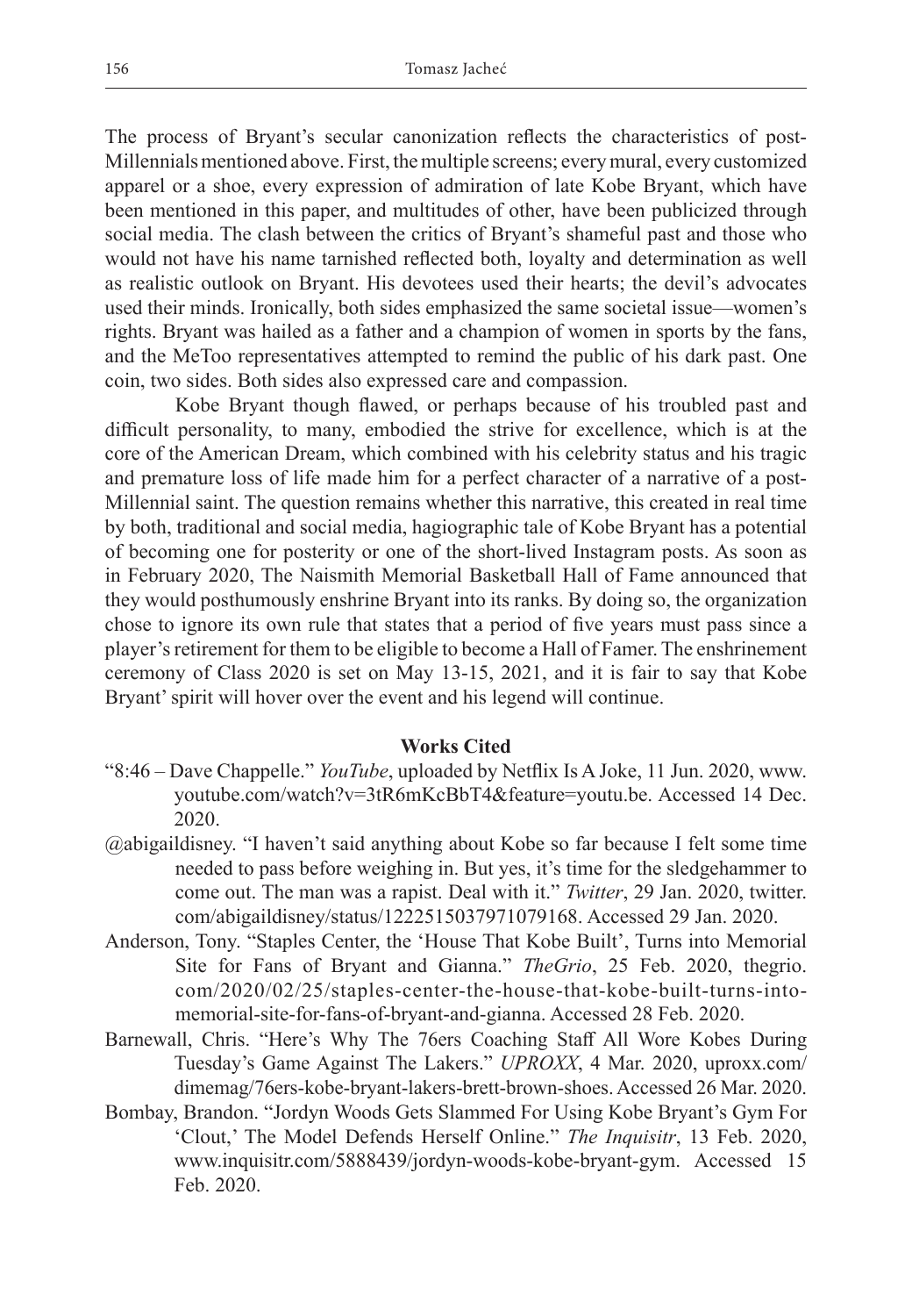The process of Bryant's secular canonization reflects the characteristics of post-Millennials mentioned above. First, the multiple screens; every mural, every customized apparel or a shoe, every expression of admiration of late Kobe Bryant, which have been mentioned in this paper, and multitudes of other, have been publicized through social media. The clash between the critics of Bryant's shameful past and those who would not have his name tarnished reflected both, loyalty and determination as well as realistic outlook on Bryant. His devotees used their hearts; the devil's advocates used their minds. Ironically, both sides emphasized the same societal issue—women's rights. Bryant was hailed as a father and a champion of women in sports by the fans, and the MeToo representatives attempted to remind the public of his dark past. One coin, two sides. Both sides also expressed care and compassion.

Kobe Bryant though flawed, or perhaps because of his troubled past and difficult personality, to many, embodied the strive for excellence, which is at the core of the American Dream, which combined with his celebrity status and his tragic and premature loss of life made him for a perfect character of a narrative of a post-Millennial saint. The question remains whether this narrative, this created in real time by both, traditional and social media, hagiographic tale of Kobe Bryant has a potential of becoming one for posterity or one of the short-lived Instagram posts. As soon as in February 2020, The Naismith Memorial Basketball Hall of Fame announced that they would posthumously enshrine Bryant into its ranks. By doing so, the organization chose to ignore its own rule that states that a period of five years must pass since a player's retirement for them to be eligible to become a Hall of Famer. The enshrinement ceremony of Class 2020 is set on May 13-15, 2021, and it is fair to say that Kobe Bryant' spirit will hover over the event and his legend will continue.

## Works Cited

"8:46 – Dave Chappelle." *YouTube*, uploaded by Netflix Is A Joke, 11 Jun. 2020, www.youtube.com/watch?v=3tR6mKcBbT4&feature=youtu.be. Accessed 14 Dec. 2020.

@abigaildisney. "I haven't said anything about Kobe so far because I felt some time needed to pass before weighing in. But yes, it's time for the sledgehammer to come out. The man was a rapist. Deal with it." *Twitter*, 29 Jan. 2020, twitter.com/abigaildisney/status/1222515037971079168. Accessed 29 Jan. 2020.

Anderson, Tony. "Staples Center, the 'House That Kobe Built', Turns into Memorial Site for Fans of Bryant and Gianna." *TheGrio*, 25 Feb. 2020, thegrio.com/2020/02/25/staples-center-the-house-that-kobe-built-turns-into-memorial-site-for-fans-of-bryant-and-gianna. Accessed 28 Feb. 2020.

Barnewall, Chris. "Here's Why The 76ers Coaching Staff All Wore Kobes During Tuesday's Game Against The Lakers." *UPROXX*, 4 Mar. 2020, uproxx.com/dimemag/76ers-kobe-bryant-lakers-brett-brown-shoes. Accessed 26 Mar. 2020.

Bombay, Brandon. "Jordyn Woods Gets Slammed For Using Kobe Bryant's Gym For 'Clout,' The Model Defends Herself Online." *The Inquisitr*, 13 Feb. 2020, www.inquisitr.com/5888439/jordyn-woods-kobe-bryant-gym. Accessed 15 Feb. 2020.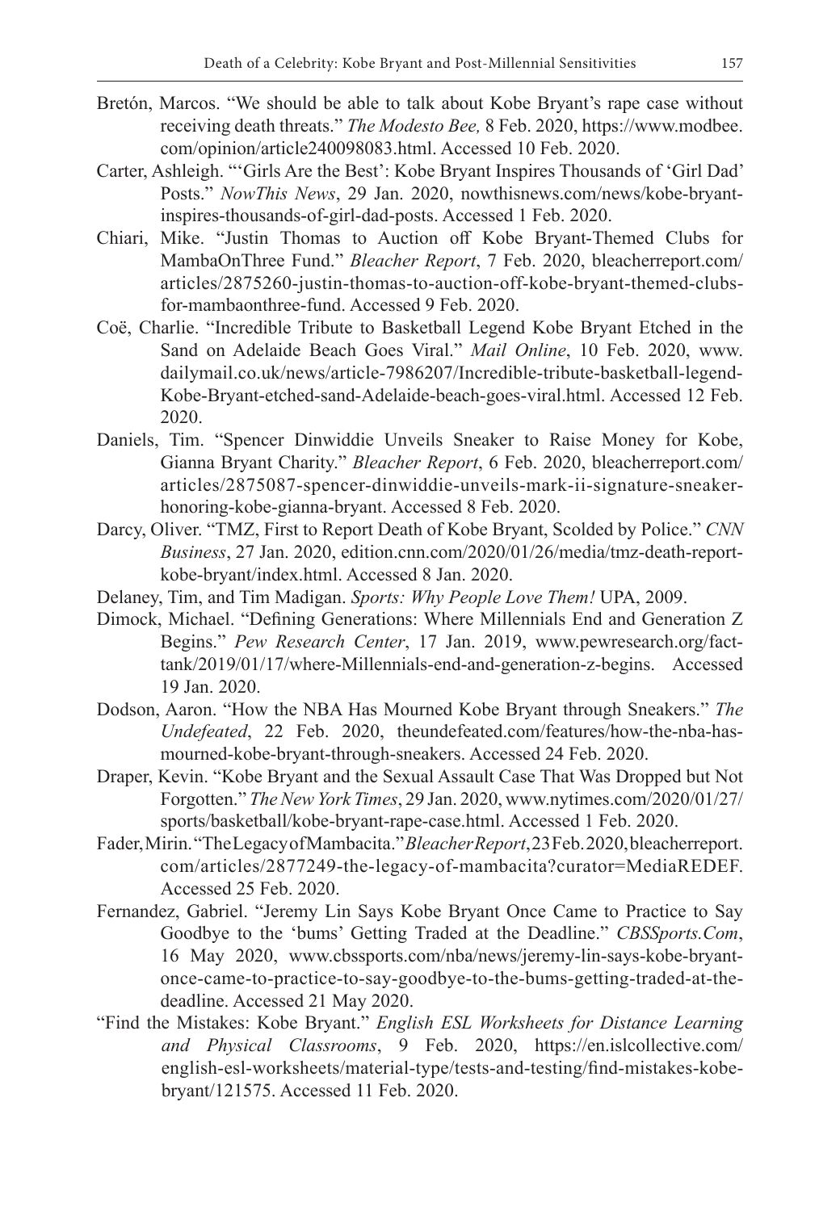Bretón, Marcos. "We should be able to talk about Kobe Bryant's rape case without receiving death threats." *The Modesto Bee,* 8 Feb. 2020, https://www.modbee.com/opinion/article240098083.html. Accessed 10 Feb. 2020.

Carter, Ashleigh. "'Girls Are the Best': Kobe Bryant Inspires Thousands of 'Girl Dad' Posts." *NowThis News*, 29 Jan. 2020, nowthisnews.com/news/kobe-bryant-inspires-thousands-of-girl-dad-posts. Accessed 1 Feb. 2020.

Chiari, Mike. "Justin Thomas to Auction off Kobe Bryant-Themed Clubs for MambaOnThree Fund." *Bleacher Report*, 7 Feb. 2020, bleacherreport.com/articles/2875260-justin-thomas-to-auction-off-kobe-bryant-themed-clubs-for-mambaonthree-fund. Accessed 9 Feb. 2020.

Coë, Charlie. "Incredible Tribute to Basketball Legend Kobe Bryant Etched in the Sand on Adelaide Beach Goes Viral." *Mail Online*, 10 Feb. 2020, www.dailymail.co.uk/news/article-7986207/Incredible-tribute-basketball-legend-Kobe-Bryant-etched-sand-Adelaide-beach-goes-viral.html. Accessed 12 Feb. 2020.

Daniels, Tim. "Spencer Dinwiddie Unveils Sneaker to Raise Money for Kobe, Gianna Bryant Charity." *Bleacher Report*, 6 Feb. 2020, bleacherreport.com/articles/2875087-spencer-dinwiddie-unveils-mark-ii-signature-sneaker-honoring-kobe-gianna-bryant. Accessed 8 Feb. 2020.

Darcy, Oliver. "TMZ, First to Report Death of Kobe Bryant, Scolded by Police." *CNN Business*, 27 Jan. 2020, edition.cnn.com/2020/01/26/media/tmz-death-report-kobe-bryant/index.html. Accessed 8 Jan. 2020.

Delaney, Tim, and Tim Madigan. *Sports: Why People Love Them!* UPA, 2009.

Dimock, Michael. "Defining Generations: Where Millennials End and Generation Z Begins." *Pew Research Center*, 17 Jan. 2019, www.pewresearch.org/fact-tank/2019/01/17/where-Millennials-end-and-generation-z-begins. Accessed 19 Jan. 2020.

Dodson, Aaron. "How the NBA Has Mourned Kobe Bryant through Sneakers." *The Undefeated*, 22 Feb. 2020, theundefeated.com/features/how-the-nba-has-mourned-kobe-bryant-through-sneakers. Accessed 24 Feb. 2020.

Draper, Kevin. "Kobe Bryant and the Sexual Assault Case That Was Dropped but Not Forgotten." *The New York Times*, 29 Jan. 2020, www.nytimes.com/2020/01/27/sports/basketball/kobe-bryant-rape-case.html. Accessed 1 Feb. 2020.

Fader, Mirin. "The Legacy of Mambacita." *Bleacher Report*, 23 Feb. 2020, bleacherreport.com/articles/2877249-the-legacy-of-mambacita?curator=MediaREDEF. Accessed 25 Feb. 2020.

Fernandez, Gabriel. "Jeremy Lin Says Kobe Bryant Once Came to Practice to Say Goodbye to the 'bums' Getting Traded at the Deadline." *CBSSports.Com*, 16 May 2020, www.cbssports.com/nba/news/jeremy-lin-says-kobe-bryant-once-came-to-practice-to-say-goodbye-to-the-bums-getting-traded-at-the-deadline. Accessed 21 May 2020.

"Find the Mistakes: Kobe Bryant." *English ESL Worksheets for Distance Learning and Physical Classrooms*, 9 Feb. 2020, https://en.islcollective.com/english-esl-worksheets/material-type/tests-and-testing/find-mistakes-kobe-bryant/121575. Accessed 11 Feb. 2020.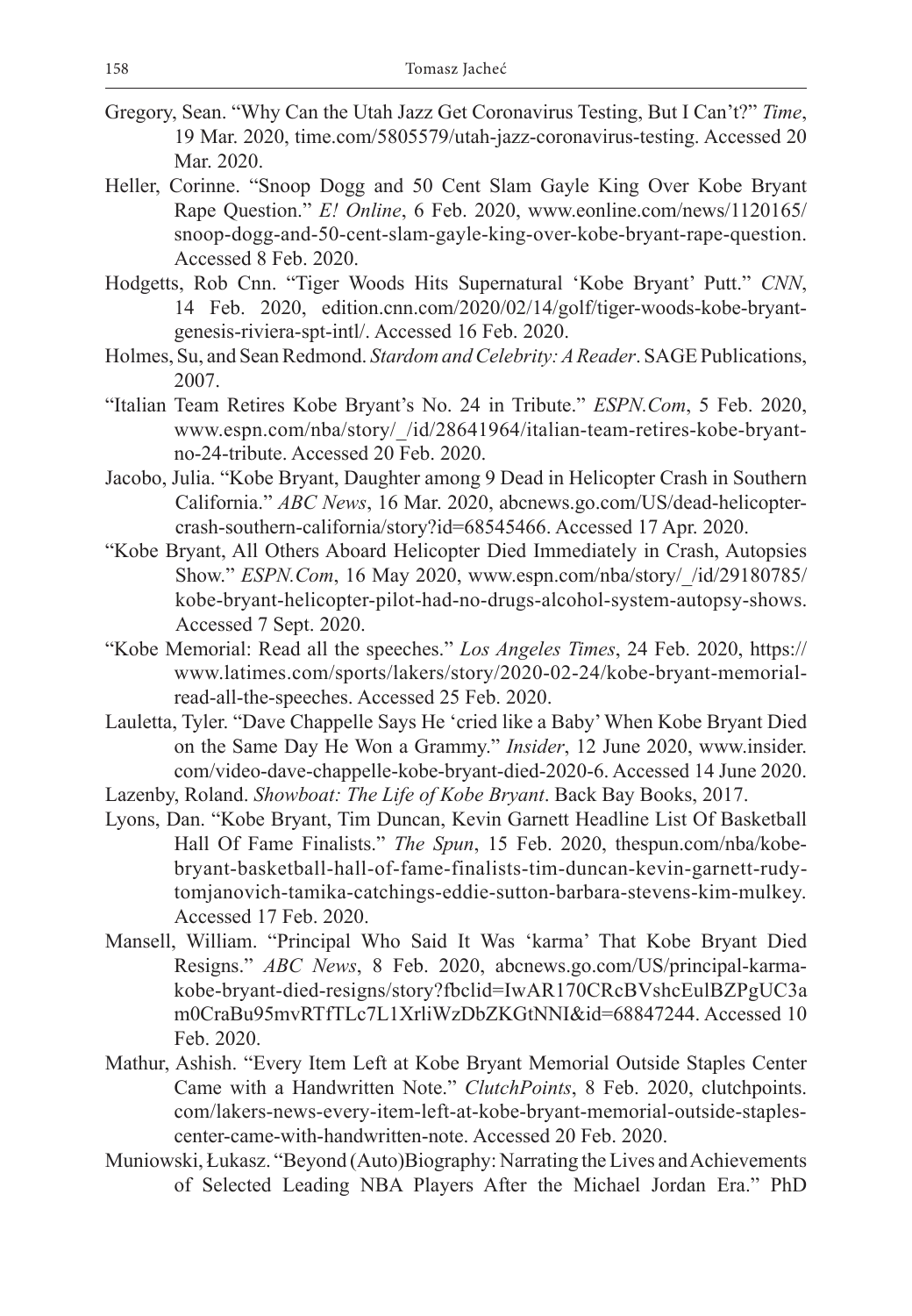Gregory, Sean. "Why Can the Utah Jazz Get Coronavirus Testing, But I Can't?" *Time*, 19 Mar. 2020, time.com/5805579/utah-jazz-coronavirus-testing. Accessed 20 Mar. 2020.

Heller, Corinne. "Snoop Dogg and 50 Cent Slam Gayle King Over Kobe Bryant Rape Question." *E! Online*, 6 Feb. 2020, www.eonline.com/news/1120165/snoop-dogg-and-50-cent-slam-gayle-king-over-kobe-bryant-rape-question. Accessed 8 Feb. 2020.

Hodgetts, Rob Cnn. "Tiger Woods Hits Supernatural 'Kobe Bryant' Putt." *CNN*, 14 Feb. 2020, edition.cnn.com/2020/02/14/golf/tiger-woods-kobe-bryant-genesis-riviera-spt-intl/. Accessed 16 Feb. 2020.

Holmes, Su, and Sean Redmond. *Stardom and Celebrity: A Reader*. SAGE Publications, 2007.

"Italian Team Retires Kobe Bryant's No. 24 in Tribute." *ESPN.Com*, 5 Feb. 2020, www.espn.com/nba/story/_/id/28641964/italian-team-retires-kobe-bryant-no-24-tribute. Accessed 20 Feb. 2020.

Jacobo, Julia. "Kobe Bryant, Daughter among 9 Dead in Helicopter Crash in Southern California." *ABC News*, 16 Mar. 2020, abcnews.go.com/US/dead-helicopter-crash-southern-california/story?id=68545466. Accessed 17 Apr. 2020.

"Kobe Bryant, All Others Aboard Helicopter Died Immediately in Crash, Autopsies Show." *ESPN.Com*, 16 May 2020, www.espn.com/nba/story/_/id/29180785/kobe-bryant-helicopter-pilot-had-no-drugs-alcohol-system-autopsy-shows. Accessed 7 Sept. 2020.

"Kobe Memorial: Read all the speeches." *Los Angeles Times*, 24 Feb. 2020, https://www.latimes.com/sports/lakers/story/2020-02-24/kobe-bryant-memorial-read-all-the-speeches. Accessed 25 Feb. 2020.

Lauletta, Tyler. "Dave Chappelle Says He 'cried like a Baby' When Kobe Bryant Died on the Same Day He Won a Grammy." *Insider*, 12 June 2020, www.insider.com/video-dave-chappelle-kobe-bryant-died-2020-6. Accessed 14 June 2020.

Lazenby, Roland. *Showboat: The Life of Kobe Bryant*. Back Bay Books, 2017.

Lyons, Dan. "Kobe Bryant, Tim Duncan, Kevin Garnett Headline List Of Basketball Hall Of Fame Finalists." *The Spun*, 15 Feb. 2020, thespun.com/nba/kobe-bryant-basketball-hall-of-fame-finalists-tim-duncan-kevin-garnett-rudy-tomjanovich-tamika-catchings-eddie-sutton-barbara-stevens-kim-mulkey. Accessed 17 Feb. 2020.

Mansell, William. "Principal Who Said It Was 'karma' That Kobe Bryant Died Resigns." *ABC News*, 8 Feb. 2020, abcnews.go.com/US/principal-karma-kobe-bryant-died-resigns/story?fbclid=IwAR170CRcBVshcEulBZPgUC3am0CraBu95mvRTfTLc7L1XrliWzDbZKGtNNI&id=68847244. Accessed 10 Feb. 2020.

Mathur, Ashish. "Every Item Left at Kobe Bryant Memorial Outside Staples Center Came with a Handwritten Note." *ClutchPoints*, 8 Feb. 2020, clutchpoints.com/lakers-news-every-item-left-at-kobe-bryant-memorial-outside-staples-center-came-with-handwritten-note. Accessed 20 Feb. 2020.

Muniowski, Łukasz. "Beyond (Auto)Biography: Narrating the Lives and Achievements of Selected Leading NBA Players After the Michael Jordan Era." PhD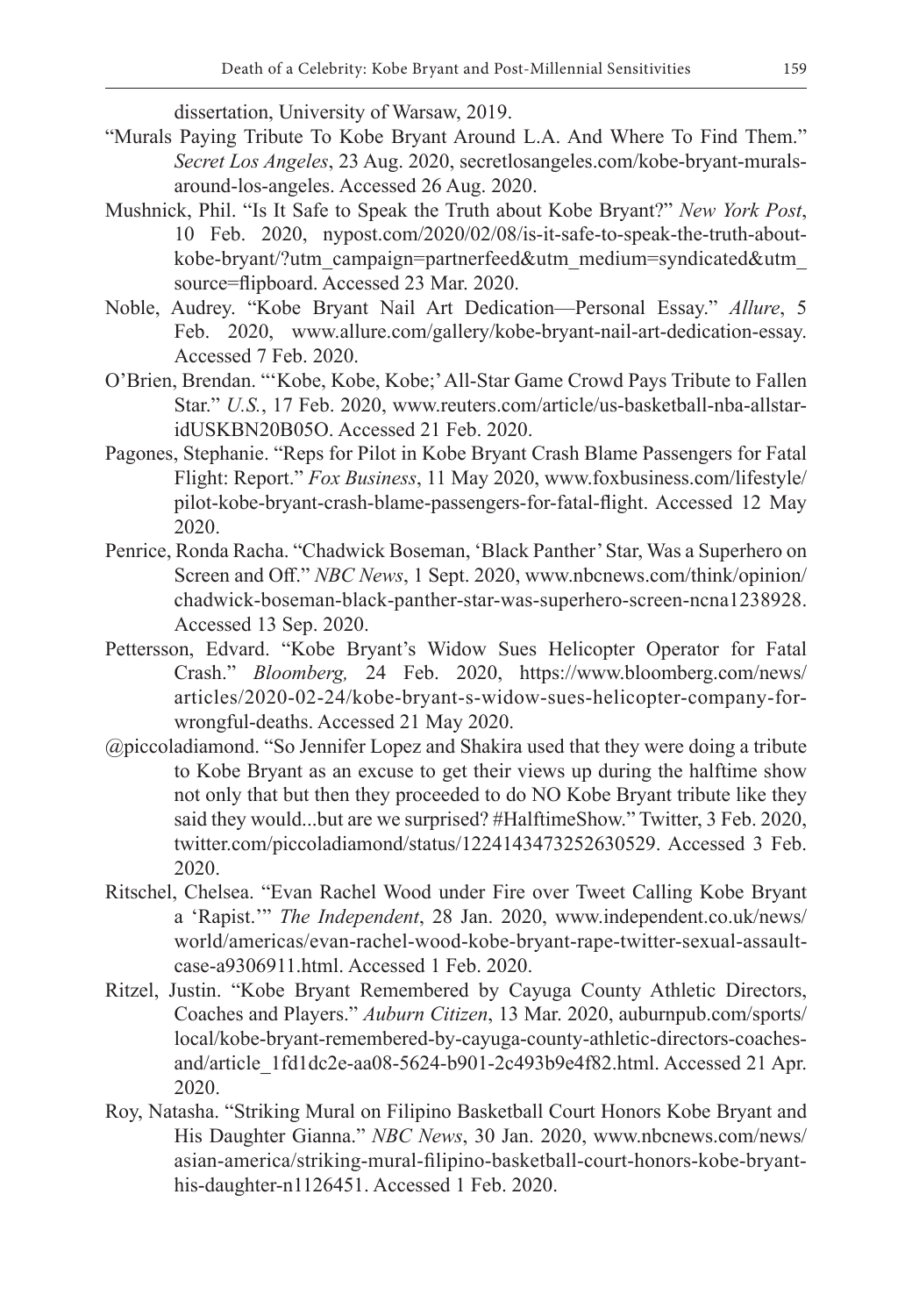dissertation, University of Warsaw, 2019.

"Murals Paying Tribute To Kobe Bryant Around L.A. And Where To Find Them." *Secret Los Angeles*, 23 Aug. 2020, secretlosangeles.com/kobe-bryant-murals-around-los-angeles. Accessed 26 Aug. 2020.

Mushnick, Phil. "Is It Safe to Speak the Truth about Kobe Bryant?" *New York Post*, 10 Feb. 2020, nypost.com/2020/02/08/is-it-safe-to-speak-the-truth-about-kobe-bryant/?utm_campaign=partnerfeed&utm_medium=syndicated&utm_source=flipboard. Accessed 23 Mar. 2020.

Noble, Audrey. "Kobe Bryant Nail Art Dedication—Personal Essay." *Allure*, 5 Feb. 2020, www.allure.com/gallery/kobe-bryant-nail-art-dedication-essay. Accessed 7 Feb. 2020.

O'Brien, Brendan. "'Kobe, Kobe, Kobe;' All-Star Game Crowd Pays Tribute to Fallen Star." *U.S.*, 17 Feb. 2020, www.reuters.com/article/us-basketball-nba-allstar-idUSKBN20B05O. Accessed 21 Feb. 2020.

Pagones, Stephanie. "Reps for Pilot in Kobe Bryant Crash Blame Passengers for Fatal Flight: Report." *Fox Business*, 11 May 2020, www.foxbusiness.com/lifestyle/pilot-kobe-bryant-crash-blame-passengers-for-fatal-flight. Accessed 12 May 2020.

Penrice, Ronda Racha. "Chadwick Boseman, 'Black Panther' Star, Was a Superhero on Screen and Off." *NBC News*, 1 Sept. 2020, www.nbcnews.com/think/opinion/chadwick-boseman-black-panther-star-was-superhero-screen-ncna1238928. Accessed 13 Sep. 2020.

Pettersson, Edvard. "Kobe Bryant's Widow Sues Helicopter Operator for Fatal Crash." *Bloomberg,* 24 Feb. 2020, https://www.bloomberg.com/news/articles/2020-02-24/kobe-bryant-s-widow-sues-helicopter-company-for-wrongful-deaths. Accessed 21 May 2020.

@piccoladiamond. "So Jennifer Lopez and Shakira used that they were doing a tribute to Kobe Bryant as an excuse to get their views up during the halftime show not only that but then they proceeded to do NO Kobe Bryant tribute like they said they would...but are we surprised? #HalftimeShow." Twitter, 3 Feb. 2020, twitter.com/piccoladiamond/status/1224143473252630529. Accessed 3 Feb. 2020.

Ritschel, Chelsea. "Evan Rachel Wood under Fire over Tweet Calling Kobe Bryant a 'Rapist.'" *The Independent*, 28 Jan. 2020, www.independent.co.uk/news/world/americas/evan-rachel-wood-kobe-bryant-rape-twitter-sexual-assault-case-a9306911.html. Accessed 1 Feb. 2020.

Ritzel, Justin. "Kobe Bryant Remembered by Cayuga County Athletic Directors, Coaches and Players." *Auburn Citizen*, 13 Mar. 2020, auburnpub.com/sports/local/kobe-bryant-remembered-by-cayuga-county-athletic-directors-coaches-and/article_1fd1dc2e-aa08-5624-b901-2c493b9e4f82.html. Accessed 21 Apr. 2020.

Roy, Natasha. "Striking Mural on Filipino Basketball Court Honors Kobe Bryant and His Daughter Gianna." *NBC News*, 30 Jan. 2020, www.nbcnews.com/news/asian-america/striking-mural-filipino-basketball-court-honors-kobe-bryant-his-daughter-n1126451. Accessed 1 Feb. 2020.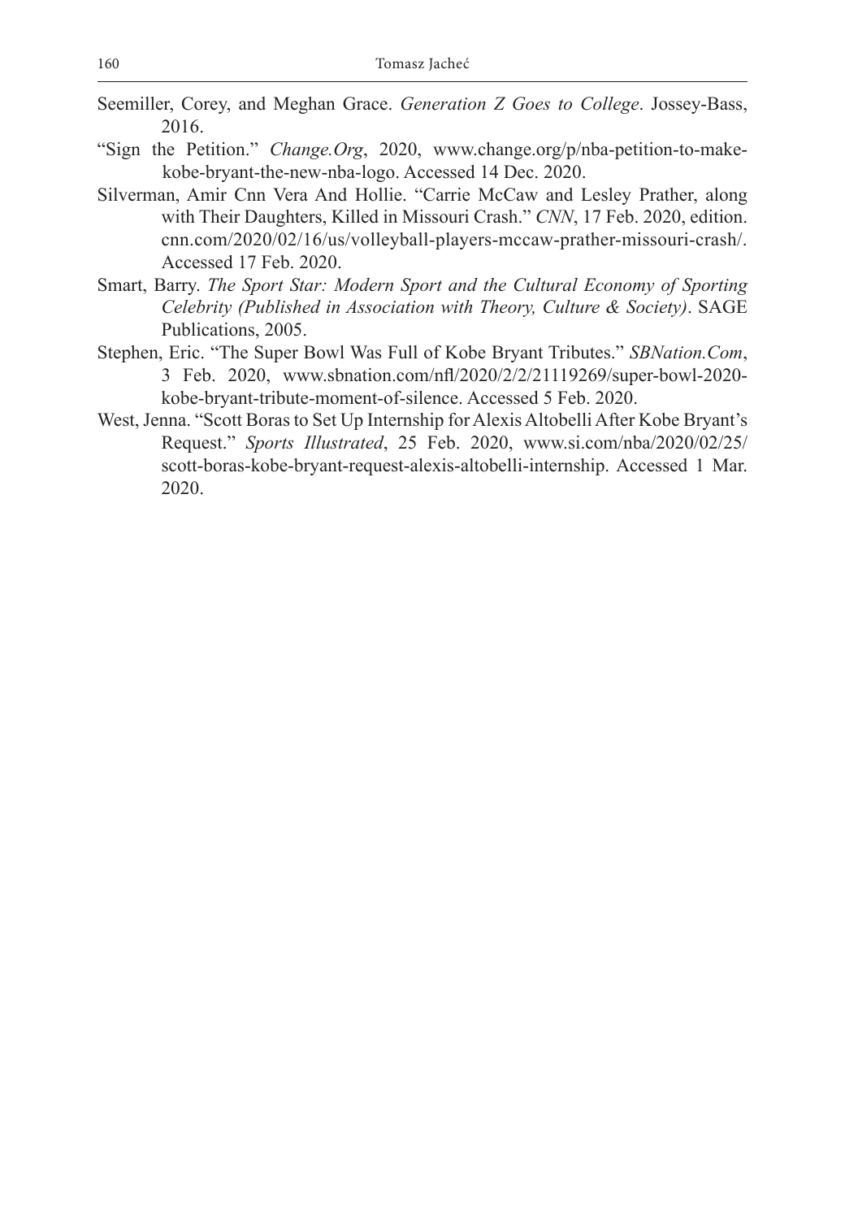Seemiller, Corey, and Meghan Grace. *Generation Z Goes to College*. Jossey-Bass, 2016.

"Sign the Petition." *Change.Org*, 2020, www.change.org/p/nba-petition-to-make-kobe-bryant-the-new-nba-logo. Accessed 14 Dec. 2020.

Silverman, Amir Cnn Vera And Hollie. "Carrie McCaw and Lesley Prather, along with Their Daughters, Killed in Missouri Crash." *CNN*, 17 Feb. 2020, edition.cnn.com/2020/02/16/us/volleyball-players-mccaw-prather-missouri-crash/. Accessed 17 Feb. 2020.

Smart, Barry. *The Sport Star: Modern Sport and the Cultural Economy of Sporting Celebrity (Published in Association with Theory, Culture & Society)*. SAGE Publications, 2005.

Stephen, Eric. "The Super Bowl Was Full of Kobe Bryant Tributes." *SBNation.Com*, 3 Feb. 2020, www.sbnation.com/nfl/2020/2/2/21119269/super-bowl-2020-kobe-bryant-tribute-moment-of-silence. Accessed 5 Feb. 2020.

West, Jenna. "Scott Boras to Set Up Internship for Alexis Altobelli After Kobe Bryant's Request." *Sports Illustrated*, 25 Feb. 2020, www.si.com/nba/2020/02/25/scott-boras-kobe-bryant-request-alexis-altobelli-internship. Accessed 1 Mar. 2020.